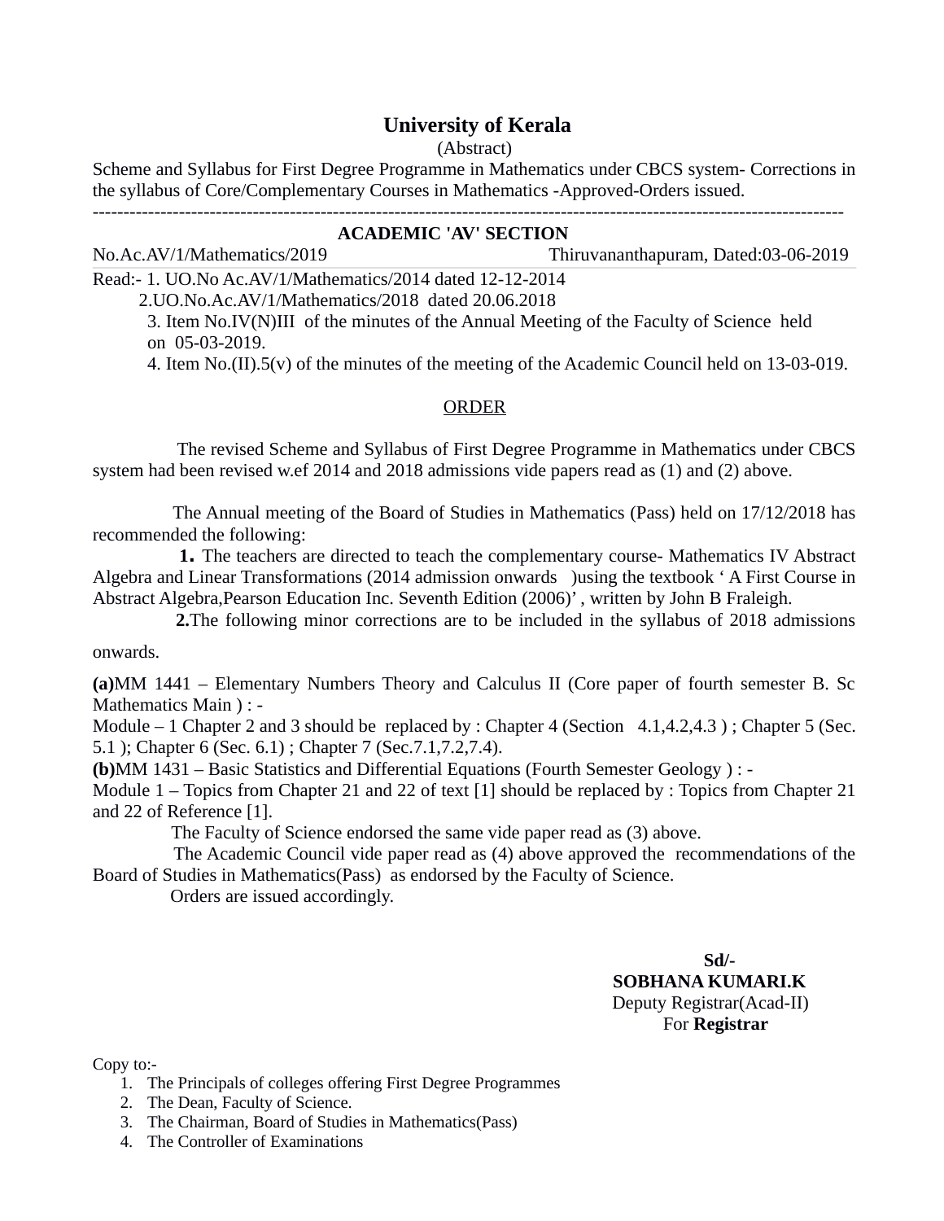# University of Kerala

(Abstract)

Scheme and Syllabus for First Degree Programme in Mathematics under CBCS system- Corrections in the syllabus of Core/Complementary Courses in Mathematics -Approved-Orders issued.

---

**ACADEMIC 'AV' SECTION**

No.Ac.AV/1/Mathematics/2019 Thiruvananthapuram, Dated:03-06-2019

Read:- 1. UO.No Ac.AV/1/Mathematics/2014 dated 12-12-2014

2.UO.No.Ac.AV/1/Mathematics/2018 dated 20.06.2018

3. Item No.IV(N)III of the minutes of the Annual Meeting of the Faculty of Science held on 05-03-2019.

4. Item No.(II).5(v) of the minutes of the meeting of the Academic Council held on 13-03-019.

<u>ORDER</u>

The revised Scheme and Syllabus of First Degree Programme in Mathematics under CBCS system had been revised w.ef 2014 and 2018 admissions vide papers read as (1) and (2) above.

The Annual meeting of the Board of Studies in Mathematics (Pass) held on 17/12/2018 has recommended the following:

**1.** The teachers are directed to teach the complementary course- Mathematics IV Abstract Algebra and Linear Transformations (2014 admission onwards )using the textbook ' A First Course in Abstract Algebra,Pearson Education Inc. Seventh Edition (2006)' , written by John B Fraleigh.

**2.**The following minor corrections are to be included in the syllabus of 2018 admissions onwards.

**(a)**MM 1441 – Elementary Numbers Theory and Calculus II (Core paper of fourth semester B. Sc Mathematics Main ) : -
Module – 1 Chapter 2 and 3 should be replaced by : Chapter 4 (Section 4.1,4.2,4.3 ) ; Chapter 5 (Sec. 5.1 ); Chapter 6 (Sec. 6.1) ; Chapter 7 (Sec.7.1,7.2,7.4).

**(b)**MM 1431 – Basic Statistics and Differential Equations (Fourth Semester Geology ) : -
Module 1 – Topics from Chapter 21 and 22 of text [1] should be replaced by : Topics from Chapter 21 and 22 of Reference [1].

The Faculty of Science endorsed the same vide paper read as (3) above.

The Academic Council vide paper read as (4) above approved the recommendations of the Board of Studies in Mathematics(Pass) as endorsed by the Faculty of Science.

Orders are issued accordingly.

Sd/-
**SOBHANA KUMARI.K**
Deputy Registrar(Acad-II)
For **Registrar**

Copy to:-

1. The Principals of colleges offering First Degree Programmes
2. The Dean, Faculty of Science.
3. The Chairman, Board of Studies in Mathematics(Pass)
4. The Controller of Examinations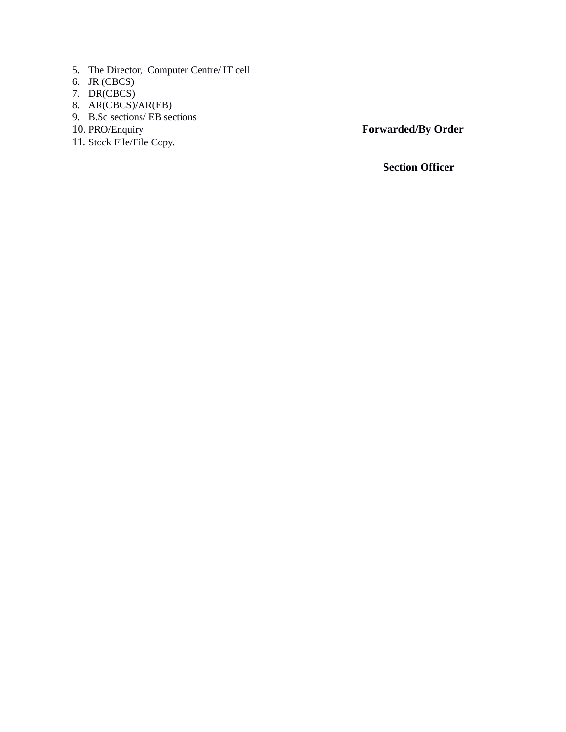5. The Director, Computer Centre/ IT cell
6. JR (CBCS)
7. DR(CBCS)
8. AR(CBCS)/AR(EB)
9. B.Sc sections/ EB sections
10. PRO/Enquiry
11. Stock File/File Copy.

**Forwarded/By Order**

**Section Officer**